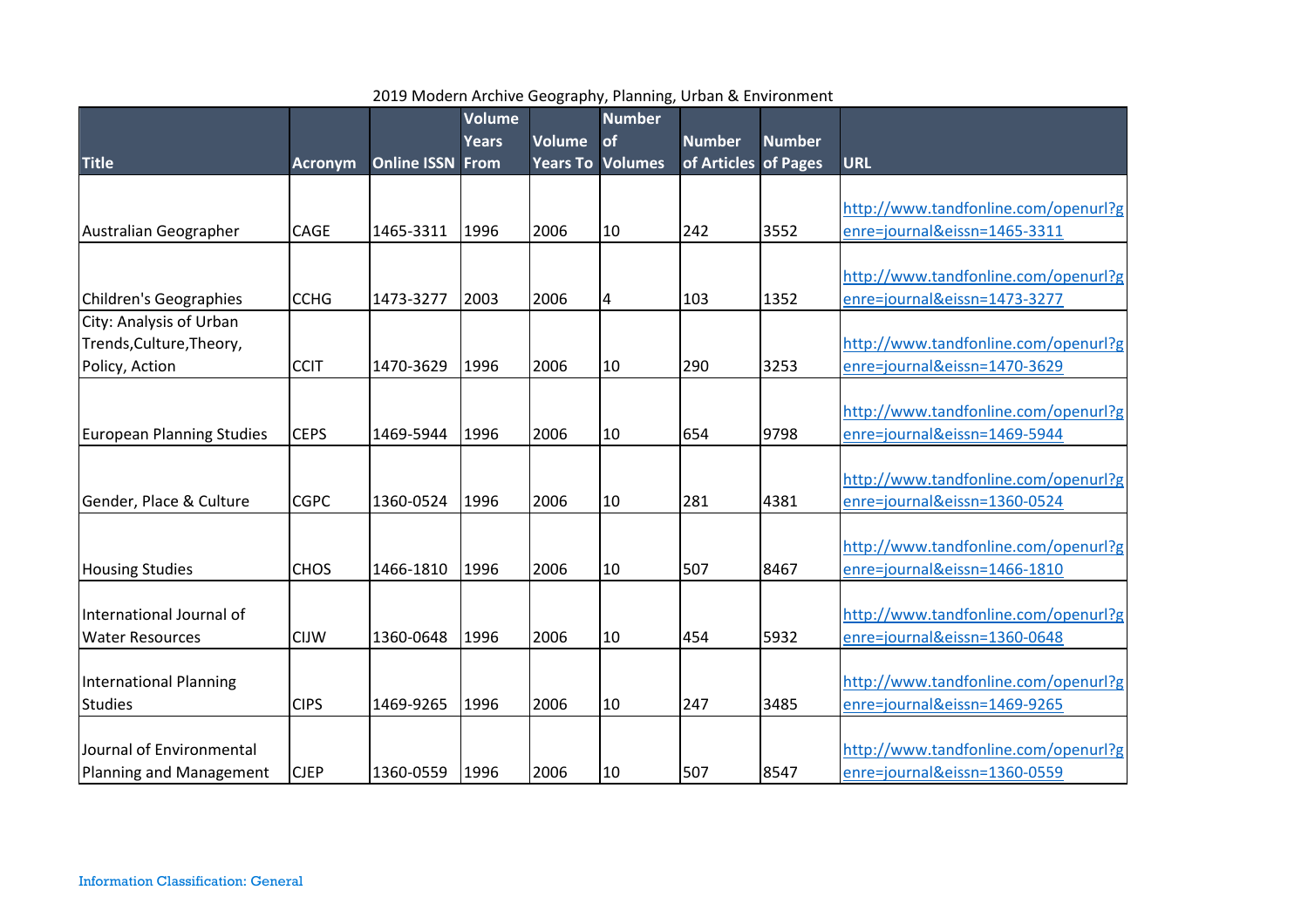2019 Modern Archive Geography, Planning, Urban & Environment

| Title | Acronym | Online ISSN | Volume Years From | Volume Years To | Number of Volumes | Number of Articles | Number of Pages | URL |
|---|---|---|---|---|---|---|---|---|
| Australian Geographer | CAGE | 1465-3311 | 1996 | 2006 | 10 | 242 | 3552 | http://www.tandfonline.com/openurl?genre=journal&eissn=1465-3311 |
| Children's Geographies | CCHG | 1473-3277 | 2003 | 2006 | 4 | 103 | 1352 | http://www.tandfonline.com/openurl?genre=journal&eissn=1473-3277 |
| City: Analysis of Urban Trends,Culture,Theory, Policy, Action | CCIT | 1470-3629 | 1996 | 2006 | 10 | 290 | 3253 | http://www.tandfonline.com/openurl?genre=journal&eissn=1470-3629 |
| European Planning Studies | CEPS | 1469-5944 | 1996 | 2006 | 10 | 654 | 9798 | http://www.tandfonline.com/openurl?genre=journal&eissn=1469-5944 |
| Gender, Place & Culture | CGPC | 1360-0524 | 1996 | 2006 | 10 | 281 | 4381 | http://www.tandfonline.com/openurl?genre=journal&eissn=1360-0524 |
| Housing Studies | CHOS | 1466-1810 | 1996 | 2006 | 10 | 507 | 8467 | http://www.tandfonline.com/openurl?genre=journal&eissn=1466-1810 |
| International Journal of Water Resources | CIJW | 1360-0648 | 1996 | 2006 | 10 | 454 | 5932 | http://www.tandfonline.com/openurl?genre=journal&eissn=1360-0648 |
| International Planning Studies | CIPS | 1469-9265 | 1996 | 2006 | 10 | 247 | 3485 | http://www.tandfonline.com/openurl?genre=journal&eissn=1469-9265 |
| Journal of Environmental Planning and Management | CJEP | 1360-0559 | 1996 | 2006 | 10 | 507 | 8547 | http://www.tandfonline.com/openurl?genre=journal&eissn=1360-0559 |

Information Classification: General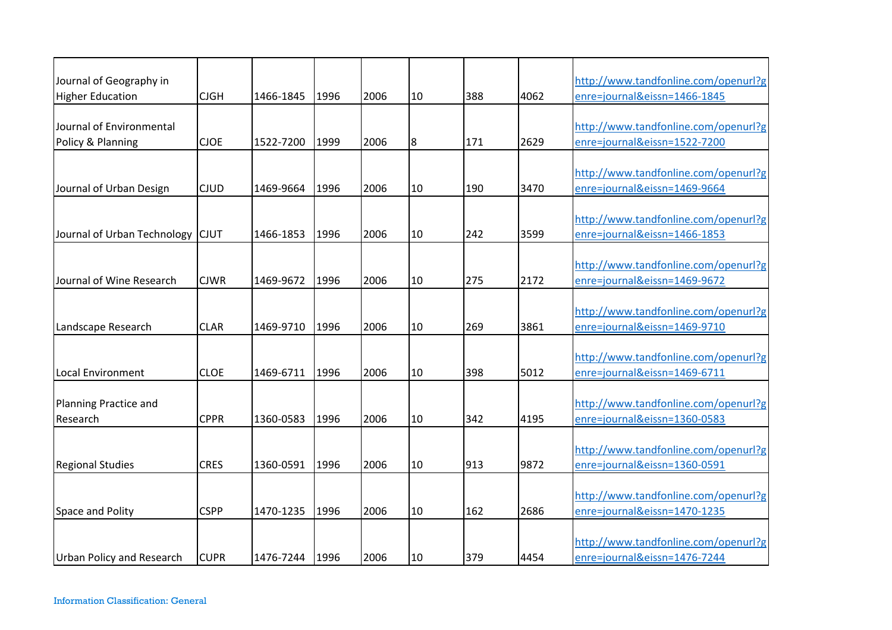| | | | | | | | | |
|---|---|---|---|---|---|---|---|---|
| Journal of Geography in Higher Education | CJGH | 1466-1845 | 1996 | 2006 | 10 | 388 | 4062 | http://www.tandfonline.com/openurl?genre=journal&eissn=1466-1845 |
| Journal of Environmental Policy & Planning | CJOE | 1522-7200 | 1999 | 2006 | 8 | 171 | 2629 | http://www.tandfonline.com/openurl?genre=journal&eissn=1522-7200 |
| Journal of Urban Design | CJUD | 1469-9664 | 1996 | 2006 | 10 | 190 | 3470 | http://www.tandfonline.com/openurl?genre=journal&eissn=1469-9664 |
| Journal of Urban Technology | CJUT | 1466-1853 | 1996 | 2006 | 10 | 242 | 3599 | http://www.tandfonline.com/openurl?genre=journal&eissn=1466-1853 |
| Journal of Wine Research | CJWR | 1469-9672 | 1996 | 2006 | 10 | 275 | 2172 | http://www.tandfonline.com/openurl?genre=journal&eissn=1469-9672 |
| Landscape Research | CLAR | 1469-9710 | 1996 | 2006 | 10 | 269 | 3861 | http://www.tandfonline.com/openurl?genre=journal&eissn=1469-9710 |
| Local Environment | CLOE | 1469-6711 | 1996 | 2006 | 10 | 398 | 5012 | http://www.tandfonline.com/openurl?genre=journal&eissn=1469-6711 |
| Planning Practice and Research | CPPR | 1360-0583 | 1996 | 2006 | 10 | 342 | 4195 | http://www.tandfonline.com/openurl?genre=journal&eissn=1360-0583 |
| Regional Studies | CRES | 1360-0591 | 1996 | 2006 | 10 | 913 | 9872 | http://www.tandfonline.com/openurl?genre=journal&eissn=1360-0591 |
| Space and Polity | CSPP | 1470-1235 | 1996 | 2006 | 10 | 162 | 2686 | http://www.tandfonline.com/openurl?genre=journal&eissn=1470-1235 |
| Urban Policy and Research | CUPR | 1476-7244 | 1996 | 2006 | 10 | 379 | 4454 | http://www.tandfonline.com/openurl?genre=journal&eissn=1476-7244 |

Information Classification: General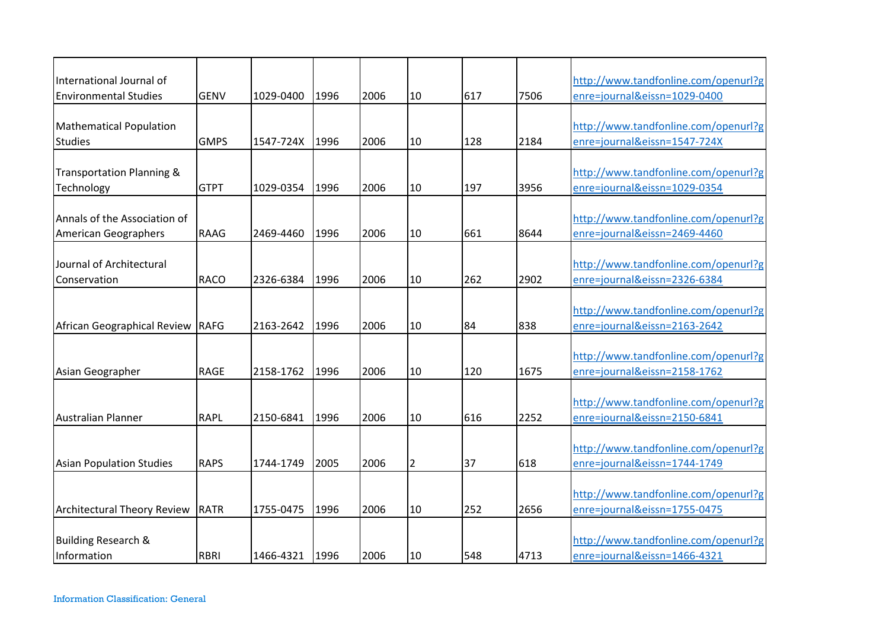| | | | | | | | | |
|---|---|---|---|---|---|---|---|---|
| International Journal of Environmental Studies | GENV | 1029-0400 | 1996 | 2006 | 10 | 617 | 7506 | http://www.tandfonline.com/openurl?genre=journal&eissn=1029-0400 |
| Mathematical Population Studies | GMPS | 1547-724X | 1996 | 2006 | 10 | 128 | 2184 | http://www.tandfonline.com/openurl?genre=journal&eissn=1547-724X |
| Transportation Planning & Technology | GTPT | 1029-0354 | 1996 | 2006 | 10 | 197 | 3956 | http://www.tandfonline.com/openurl?genre=journal&eissn=1029-0354 |
| Annals of the Association of American Geographers | RAAG | 2469-4460 | 1996 | 2006 | 10 | 661 | 8644 | http://www.tandfonline.com/openurl?genre=journal&eissn=2469-4460 |
| Journal of Architectural Conservation | RACO | 2326-6384 | 1996 | 2006 | 10 | 262 | 2902 | http://www.tandfonline.com/openurl?genre=journal&eissn=2326-6384 |
| African Geographical Review | RAFG | 2163-2642 | 1996 | 2006 | 10 | 84 | 838 | http://www.tandfonline.com/openurl?genre=journal&eissn=2163-2642 |
| Asian Geographer | RAGE | 2158-1762 | 1996 | 2006 | 10 | 120 | 1675 | http://www.tandfonline.com/openurl?genre=journal&eissn=2158-1762 |
| Australian Planner | RAPL | 2150-6841 | 1996 | 2006 | 10 | 616 | 2252 | http://www.tandfonline.com/openurl?genre=journal&eissn=2150-6841 |
| Asian Population Studies | RAPS | 1744-1749 | 2005 | 2006 | 2 | 37 | 618 | http://www.tandfonline.com/openurl?genre=journal&eissn=1744-1749 |
| Architectural Theory Review | RATR | 1755-0475 | 1996 | 2006 | 10 | 252 | 2656 | http://www.tandfonline.com/openurl?genre=journal&eissn=1755-0475 |
| Building Research & Information | RBRI | 1466-4321 | 1996 | 2006 | 10 | 548 | 4713 | http://www.tandfonline.com/openurl?genre=journal&eissn=1466-4321 |

Information Classification: General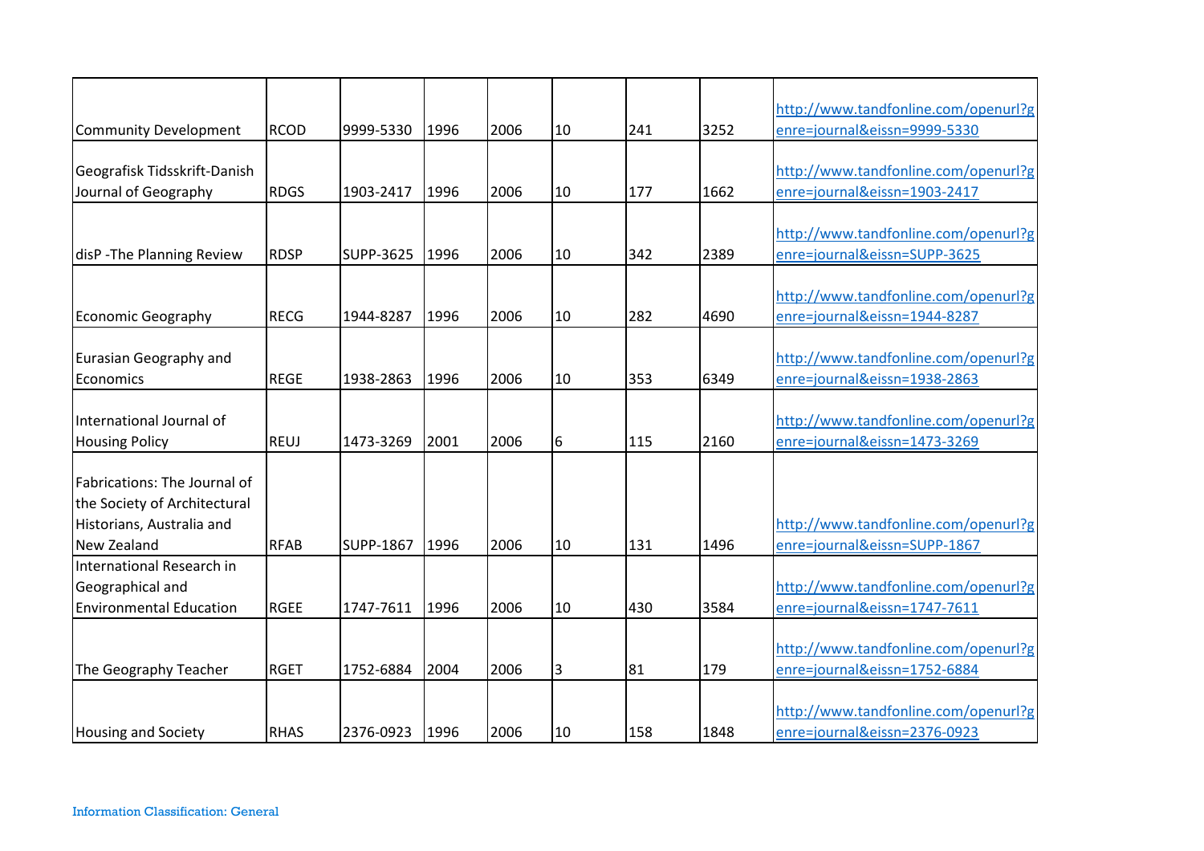| | | | | | | | | |
|---|---|---|---|---|---|---|---|---|
| Community Development | RCOD | 9999-5330 | 1996 | 2006 | 10 | 241 | 3252 | http://www.tandfonline.com/openurl?genre=journal&eissn=9999-5330 |
| Geografisk Tidsskrift-Danish Journal of Geography | RDGS | 1903-2417 | 1996 | 2006 | 10 | 177 | 1662 | http://www.tandfonline.com/openurl?genre=journal&eissn=1903-2417 |
| disP -The Planning Review | RDSP | SUPP-3625 | 1996 | 2006 | 10 | 342 | 2389 | http://www.tandfonline.com/openurl?genre=journal&eissn=SUPP-3625 |
| Economic Geography | RECG | 1944-8287 | 1996 | 2006 | 10 | 282 | 4690 | http://www.tandfonline.com/openurl?genre=journal&eissn=1944-8287 |
| Eurasian Geography and Economics | REGE | 1938-2863 | 1996 | 2006 | 10 | 353 | 6349 | http://www.tandfonline.com/openurl?genre=journal&eissn=1938-2863 |
| International Journal of Housing Policy | REUJ | 1473-3269 | 2001 | 2006 | 6 | 115 | 2160 | http://www.tandfonline.com/openurl?genre=journal&eissn=1473-3269 |
| Fabrications: The Journal of the Society of Architectural Historians, Australia and New Zealand | RFAB | SUPP-1867 | 1996 | 2006 | 10 | 131 | 1496 | http://www.tandfonline.com/openurl?genre=journal&eissn=SUPP-1867 |
| International Research in Geographical and Environmental Education | RGEE | 1747-7611 | 1996 | 2006 | 10 | 430 | 3584 | http://www.tandfonline.com/openurl?genre=journal&eissn=1747-7611 |
| The Geography Teacher | RGET | 1752-6884 | 2004 | 2006 | 3 | 81 | 179 | http://www.tandfonline.com/openurl?genre=journal&eissn=1752-6884 |
| Housing and Society | RHAS | 2376-0923 | 1996 | 2006 | 10 | 158 | 1848 | http://www.tandfonline.com/openurl?genre=journal&eissn=2376-0923 |

Information Classification: General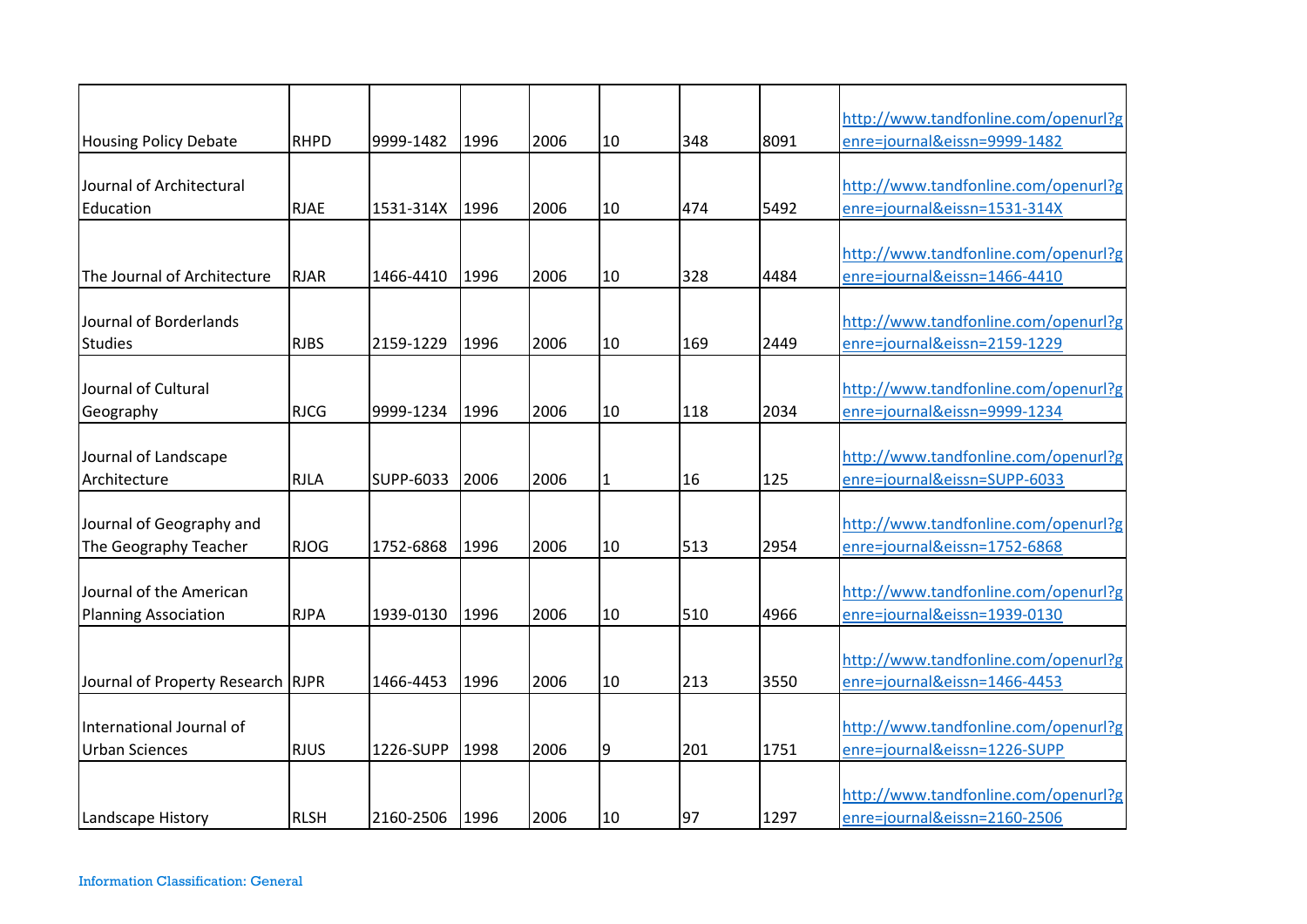| | | | | | | | | |
|---|---|---|---|---|---|---|---|---|
| Housing Policy Debate | RHPD | 9999-1482 | 1996 | 2006 | 10 | 348 | 8091 | http://www.tandfonline.com/openurl?genre=journal&eissn=9999-1482 |
| Journal of Architectural Education | RJAE | 1531-314X | 1996 | 2006 | 10 | 474 | 5492 | http://www.tandfonline.com/openurl?genre=journal&eissn=1531-314X |
| The Journal of Architecture | RJAR | 1466-4410 | 1996 | 2006 | 10 | 328 | 4484 | http://www.tandfonline.com/openurl?genre=journal&eissn=1466-4410 |
| Journal of Borderlands Studies | RJBS | 2159-1229 | 1996 | 2006 | 10 | 169 | 2449 | http://www.tandfonline.com/openurl?genre=journal&eissn=2159-1229 |
| Journal of Cultural Geography | RJCG | 9999-1234 | 1996 | 2006 | 10 | 118 | 2034 | http://www.tandfonline.com/openurl?genre=journal&eissn=9999-1234 |
| Journal of Landscape Architecture | RJLA | SUPP-6033 | 2006 | 2006 | 1 | 16 | 125 | http://www.tandfonline.com/openurl?genre=journal&eissn=SUPP-6033 |
| Journal of Geography and The Geography Teacher | RJOG | 1752-6868 | 1996 | 2006 | 10 | 513 | 2954 | http://www.tandfonline.com/openurl?genre=journal&eissn=1752-6868 |
| Journal of the American Planning Association | RJPA | 1939-0130 | 1996 | 2006 | 10 | 510 | 4966 | http://www.tandfonline.com/openurl?genre=journal&eissn=1939-0130 |
| Journal of Property Research | RJPR | 1466-4453 | 1996 | 2006 | 10 | 213 | 3550 | http://www.tandfonline.com/openurl?genre=journal&eissn=1466-4453 |
| International Journal of Urban Sciences | RJUS | 1226-SUPP | 1998 | 2006 | 9 | 201 | 1751 | http://www.tandfonline.com/openurl?genre=journal&eissn=1226-SUPP |
| Landscape History | RLSH | 2160-2506 | 1996 | 2006 | 10 | 97 | 1297 | http://www.tandfonline.com/openurl?genre=journal&eissn=2160-2506 |

Information Classification: General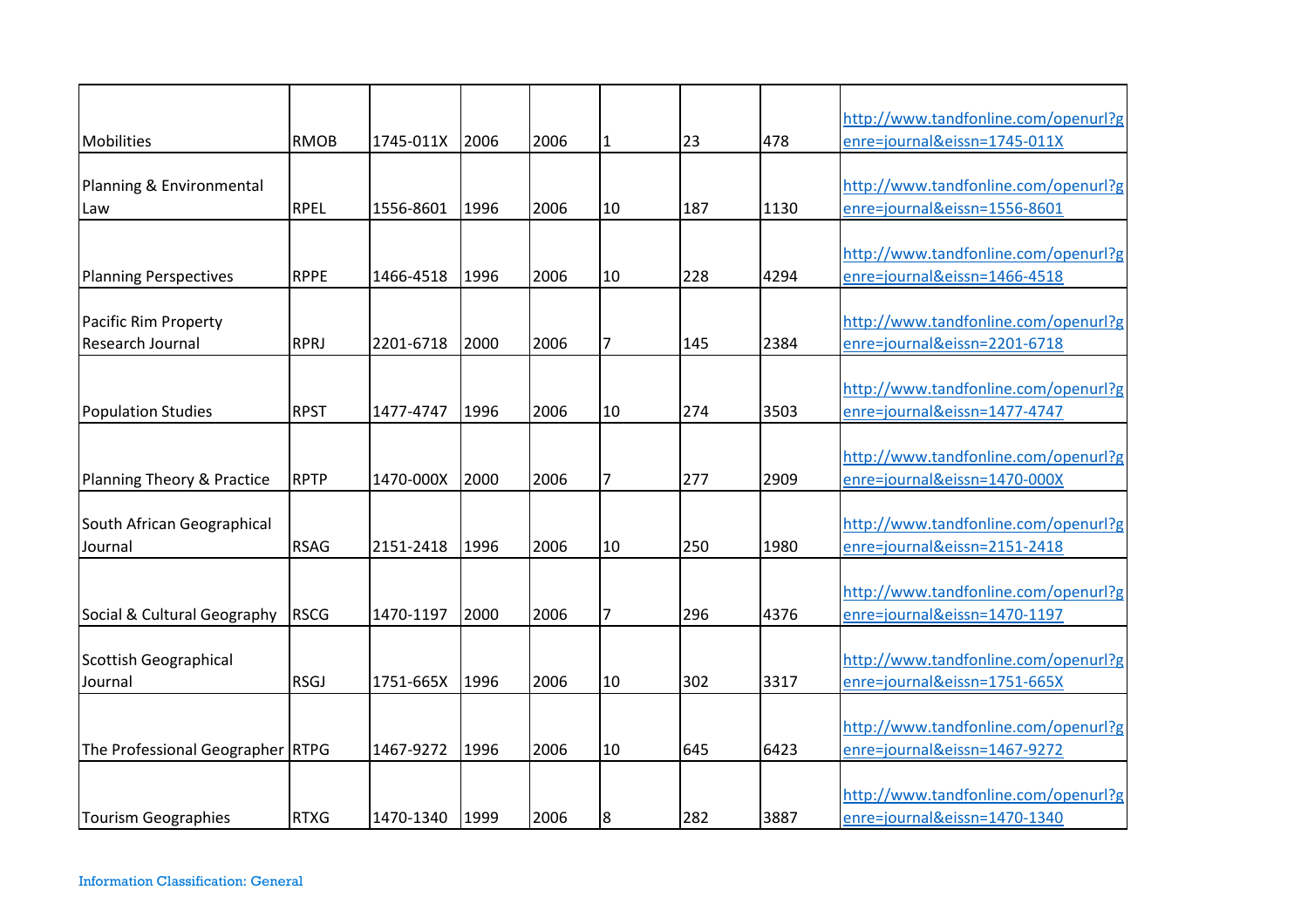| | | | | | | | | |
|---|---|---|---|---|---|---|---|---|
| Mobilities | RMOB | 1745-011X | 2006 | 2006 | 1 | 23 | 478 | http://www.tandfonline.com/openurl?genre=journal&eissn=1745-011X |
| Planning & Environmental Law | RPEL | 1556-8601 | 1996 | 2006 | 10 | 187 | 1130 | http://www.tandfonline.com/openurl?genre=journal&eissn=1556-8601 |
| Planning Perspectives | RPPE | 1466-4518 | 1996 | 2006 | 10 | 228 | 4294 | http://www.tandfonline.com/openurl?genre=journal&eissn=1466-4518 |
| Pacific Rim Property Research Journal | RPRJ | 2201-6718 | 2000 | 2006 | 7 | 145 | 2384 | http://www.tandfonline.com/openurl?genre=journal&eissn=2201-6718 |
| Population Studies | RPST | 1477-4747 | 1996 | 2006 | 10 | 274 | 3503 | http://www.tandfonline.com/openurl?genre=journal&eissn=1477-4747 |
| Planning Theory & Practice | RPTP | 1470-000X | 2000 | 2006 | 7 | 277 | 2909 | http://www.tandfonline.com/openurl?genre=journal&eissn=1470-000X |
| South African Geographical Journal | RSAG | 2151-2418 | 1996 | 2006 | 10 | 250 | 1980 | http://www.tandfonline.com/openurl?genre=journal&eissn=2151-2418 |
| Social & Cultural Geography | RSCG | 1470-1197 | 2000 | 2006 | 7 | 296 | 4376 | http://www.tandfonline.com/openurl?genre=journal&eissn=1470-1197 |
| Scottish Geographical Journal | RSGJ | 1751-665X | 1996 | 2006 | 10 | 302 | 3317 | http://www.tandfonline.com/openurl?genre=journal&eissn=1751-665X |
| The Professional Geographer | RTPG | 1467-9272 | 1996 | 2006 | 10 | 645 | 6423 | http://www.tandfonline.com/openurl?genre=journal&eissn=1467-9272 |
| Tourism Geographies | RTXG | 1470-1340 | 1999 | 2006 | 8 | 282 | 3887 | http://www.tandfonline.com/openurl?genre=journal&eissn=1470-1340 |

Information Classification: General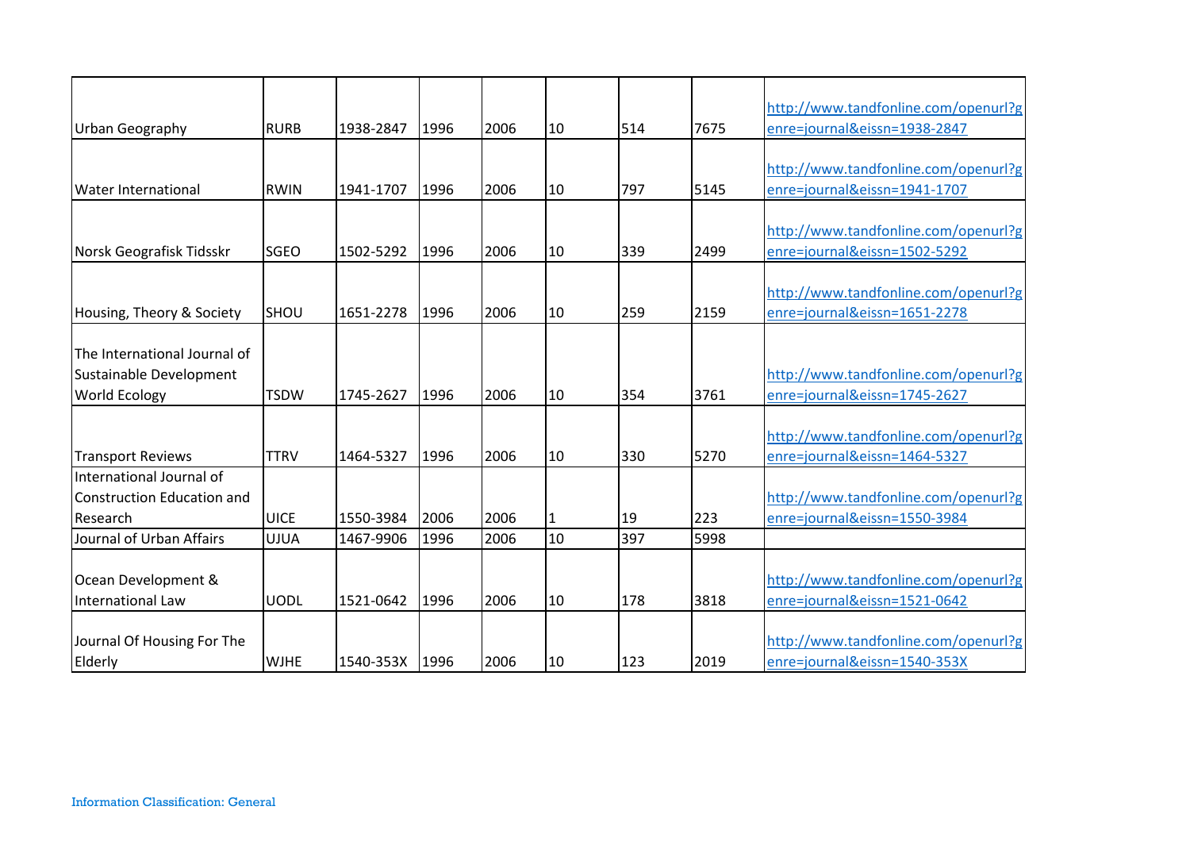| | | | | | | | | |
|---|---|---|---|---|---|---|---|---|
| Urban Geography | RURB | 1938-2847 | 1996 | 2006 | 10 | 514 | 7675 | http://www.tandfonline.com/openurl?genre=journal&eissn=1938-2847 |
| Water International | RWIN | 1941-1707 | 1996 | 2006 | 10 | 797 | 5145 | http://www.tandfonline.com/openurl?genre=journal&eissn=1941-1707 |
| Norsk Geografisk Tidsskr | SGEO | 1502-5292 | 1996 | 2006 | 10 | 339 | 2499 | http://www.tandfonline.com/openurl?genre=journal&eissn=1502-5292 |
| Housing, Theory & Society | SHOU | 1651-2278 | 1996 | 2006 | 10 | 259 | 2159 | http://www.tandfonline.com/openurl?genre=journal&eissn=1651-2278 |
| The International Journal of Sustainable Development World Ecology | TSDW | 1745-2627 | 1996 | 2006 | 10 | 354 | 3761 | http://www.tandfonline.com/openurl?genre=journal&eissn=1745-2627 |
| Transport Reviews | TTRV | 1464-5327 | 1996 | 2006 | 10 | 330 | 5270 | http://www.tandfonline.com/openurl?genre=journal&eissn=1464-5327 |
| International Journal of Construction Education and Research | UICE | 1550-3984 | 2006 | 2006 | 1 | 19 | 223 | http://www.tandfonline.com/openurl?genre=journal&eissn=1550-3984 |
| Journal of Urban Affairs | UJUA | 1467-9906 | 1996 | 2006 | 10 | 397 | 5998 | |
| Ocean Development & International Law | UODL | 1521-0642 | 1996 | 2006 | 10 | 178 | 3818 | http://www.tandfonline.com/openurl?genre=journal&eissn=1521-0642 |
| Journal Of Housing For The Elderly | WJHE | 1540-353X | 1996 | 2006 | 10 | 123 | 2019 | http://www.tandfonline.com/openurl?genre=journal&eissn=1540-353X |

Information Classification: General